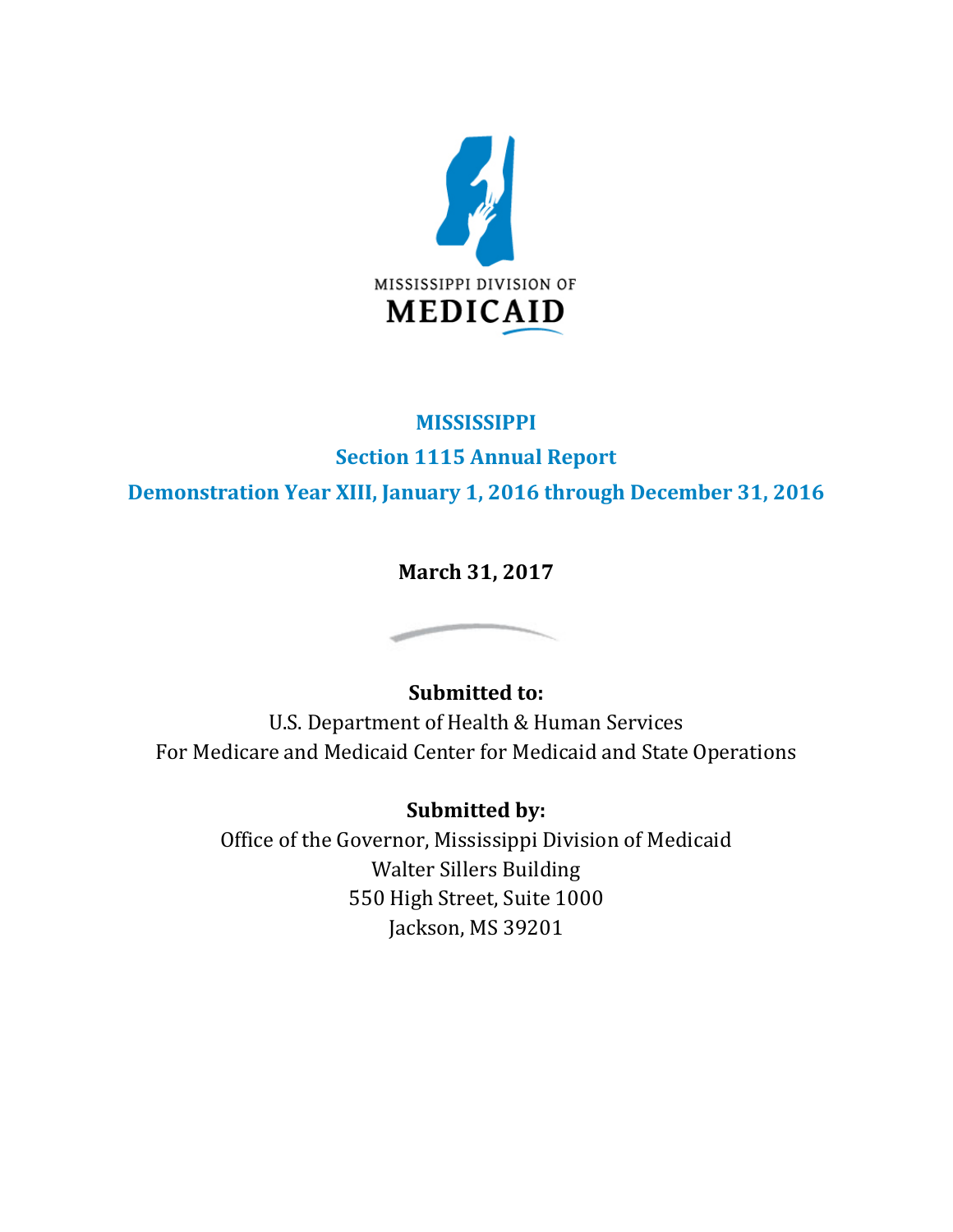MISSISSIPPI DIVISION OF
MEDICAID

# MISSISSIPPI

## Section 1115 Annual Report

## Demonstration Year XIII, January 1, 2016 through December 31, 2016

**March 31, 2017**

**Submitted to:**
U.S. Department of Health & Human Services
For Medicare and Medicaid Center for Medicaid and State Operations

**Submitted by:**
Office of the Governor, Mississippi Division of Medicaid
Walter Sillers Building
550 High Street, Suite 1000
Jackson, MS 39201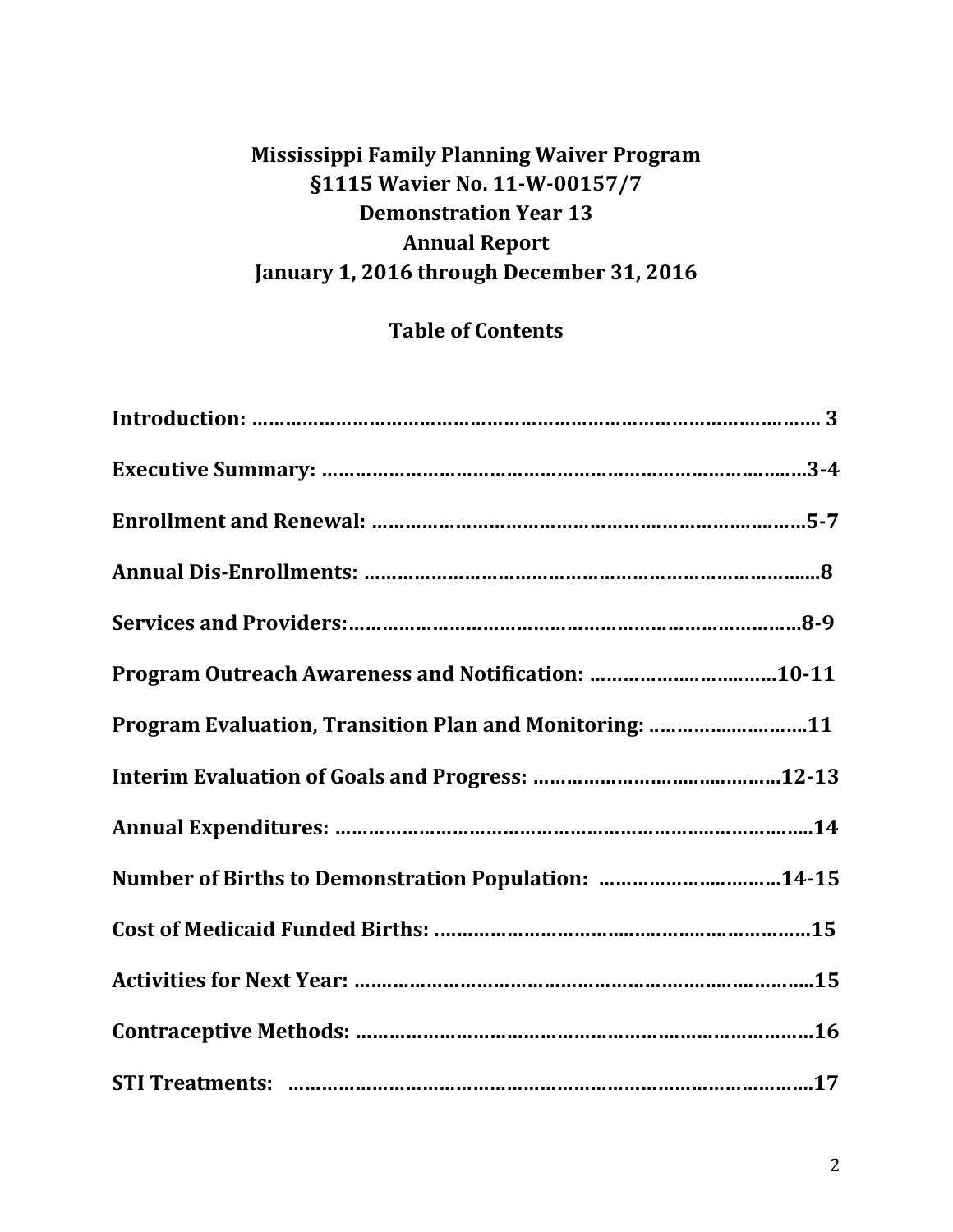# Mississippi Family Planning Waiver Program
# §1115 Wavier No. 11-W-00157/7
# Demonstration Year 13
# Annual Report
# January 1, 2016 through December 31, 2016

## Table of Contents

**Introduction:** ………………………………………………………………………………… 3

**Executive Summary:** ……………………………………………………………………3-4

**Enrollment and Renewal:** ………………………………………………………………5-7

**Annual Dis-Enrollments:** ………………………………………………………………8

**Services and Providers:**……………………………………………………………………8-9

**Program Outreach Awareness and Notification:** ……………………………10-11

**Program Evaluation, Transition Plan and Monitoring:** ………………………11

**Interim Evaluation of Goals and Progress:** ………………………………………12-13

**Annual Expenditures:** ……………………………………………………………………14

**Number of Births to Demonstration Population:** ……………………………14-15

**Cost of Medicaid Funded Births:** ………………………………………………………15

**Activities for Next Year:** …………………………………………………………………15

**Contraceptive Methods:** …………………………………………………………………16

**STI Treatments:** ……………………………………………………………………………17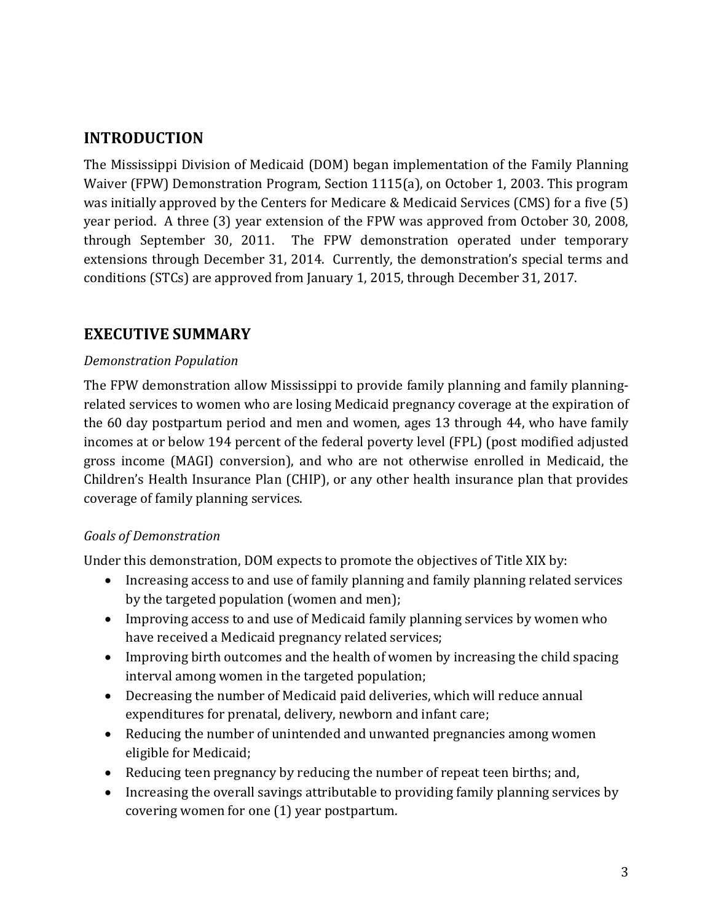## INTRODUCTION

The Mississippi Division of Medicaid (DOM) began implementation of the Family Planning Waiver (FPW) Demonstration Program, Section 1115(a), on October 1, 2003. This program was initially approved by the Centers for Medicare & Medicaid Services (CMS) for a five (5) year period. A three (3) year extension of the FPW was approved from October 30, 2008, through September 30, 2011. The FPW demonstration operated under temporary extensions through December 31, 2014. Currently, the demonstration's special terms and conditions (STCs) are approved from January 1, 2015, through December 31, 2017.

## EXECUTIVE SUMMARY

*Demonstration Population*

The FPW demonstration allow Mississippi to provide family planning and family planning-related services to women who are losing Medicaid pregnancy coverage at the expiration of the 60 day postpartum period and men and women, ages 13 through 44, who have family incomes at or below 194 percent of the federal poverty level (FPL) (post modified adjusted gross income (MAGI) conversion), and who are not otherwise enrolled in Medicaid, the Children's Health Insurance Plan (CHIP), or any other health insurance plan that provides coverage of family planning services.

*Goals of Demonstration*

Under this demonstration, DOM expects to promote the objectives of Title XIX by:

- Increasing access to and use of family planning and family planning related services by the targeted population (women and men);
- Improving access to and use of Medicaid family planning services by women who have received a Medicaid pregnancy related services;
- Improving birth outcomes and the health of women by increasing the child spacing interval among women in the targeted population;
- Decreasing the number of Medicaid paid deliveries, which will reduce annual expenditures for prenatal, delivery, newborn and infant care;
- Reducing the number of unintended and unwanted pregnancies among women eligible for Medicaid;
- Reducing teen pregnancy by reducing the number of repeat teen births; and,
- Increasing the overall savings attributable to providing family planning services by covering women for one (1) year postpartum.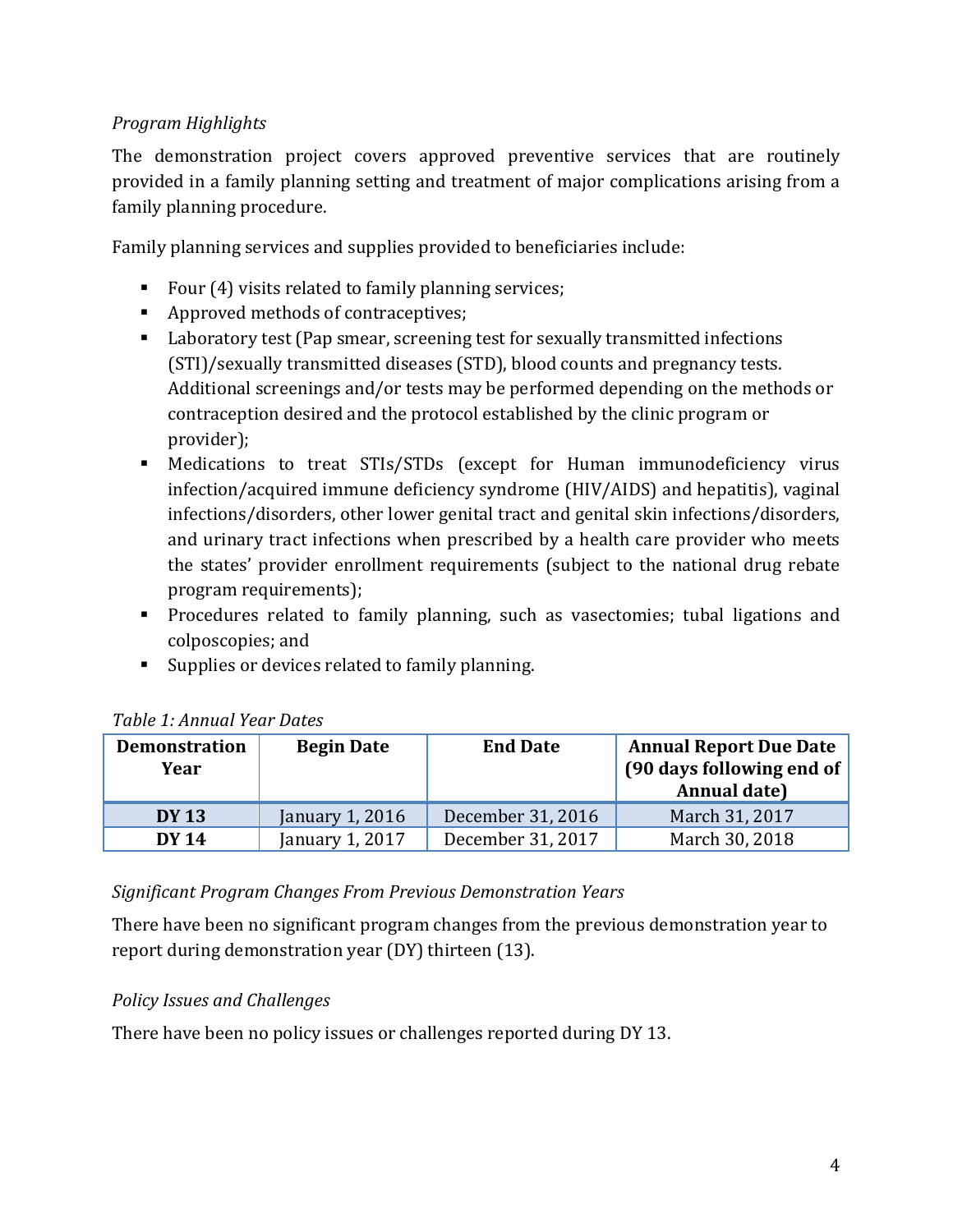*Program Highlights*

The demonstration project covers approved preventive services that are routinely provided in a family planning setting and treatment of major complications arising from a family planning procedure.

Family planning services and supplies provided to beneficiaries include:

- Four (4) visits related to family planning services;
- Approved methods of contraceptives;
- Laboratory test (Pap smear, screening test for sexually transmitted infections (STI)/sexually transmitted diseases (STD), blood counts and pregnancy tests. Additional screenings and/or tests may be performed depending on the methods or contraception desired and the protocol established by the clinic program or provider);
- Medications to treat STIs/STDs (except for Human immunodeficiency virus infection/acquired immune deficiency syndrome (HIV/AIDS) and hepatitis), vaginal infections/disorders, other lower genital tract and genital skin infections/disorders, and urinary tract infections when prescribed by a health care provider who meets the states' provider enrollment requirements (subject to the national drug rebate program requirements);
- Procedures related to family planning, such as vasectomies; tubal ligations and colposcopies; and
- Supplies or devices related to family planning.

*Table 1: Annual Year Dates*

| Demonstration Year | Begin Date | End Date | Annual Report Due Date (90 days following end of Annual date) |
|---|---|---|---|
| **DY 13** | January 1, 2016 | December 31, 2016 | March 31, 2017 |
| **DY 14** | January 1, 2017 | December 31, 2017 | March 30, 2018 |

*Significant Program Changes From Previous Demonstration Years*

There have been no significant program changes from the previous demonstration year to report during demonstration year (DY) thirteen (13).

*Policy Issues and Challenges*

There have been no policy issues or challenges reported during DY 13.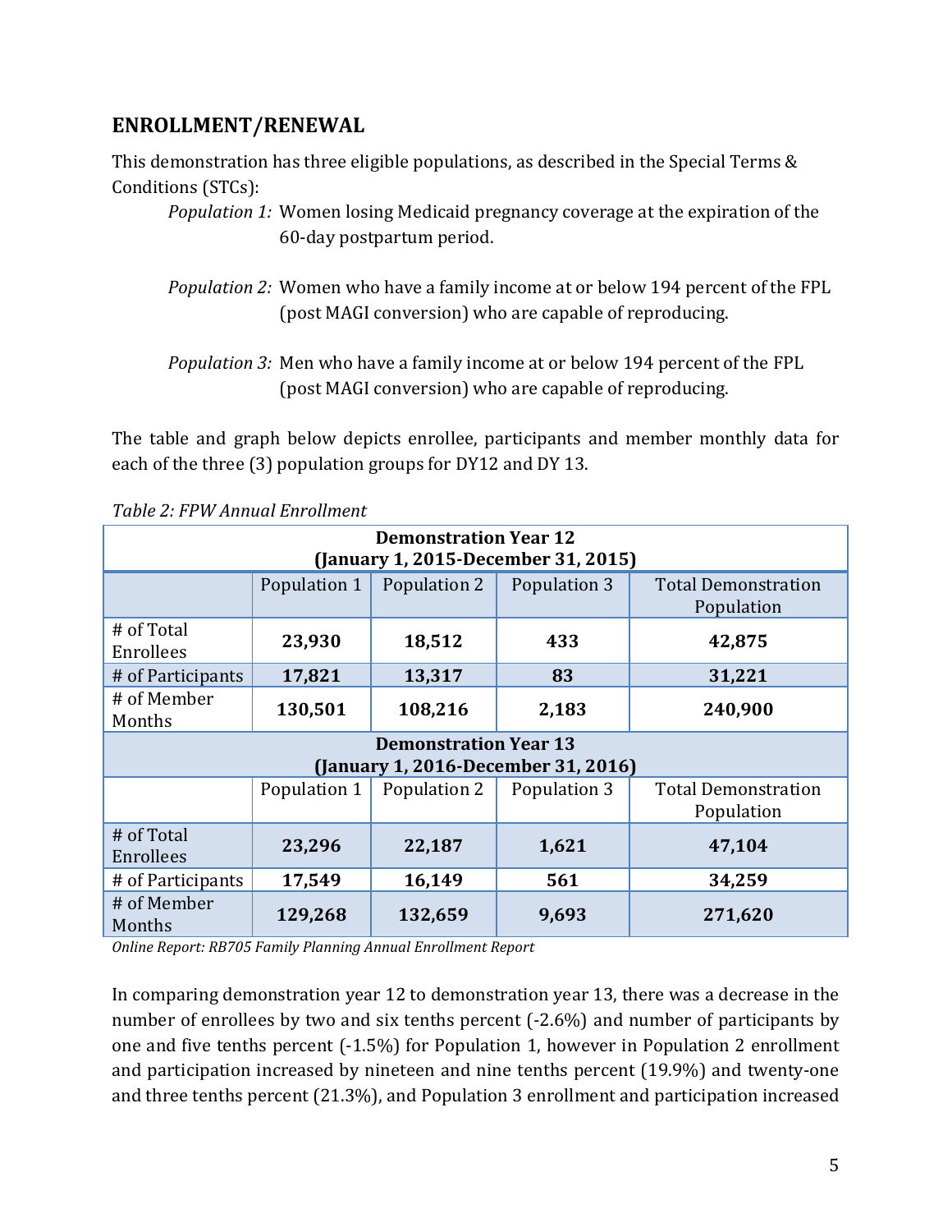## ENROLLMENT/RENEWAL

This demonstration has three eligible populations, as described in the Special Terms & Conditions (STCs):

*Population 1:* Women losing Medicaid pregnancy coverage at the expiration of the 60-day postpartum period.

*Population 2:* Women who have a family income at or below 194 percent of the FPL (post MAGI conversion) who are capable of reproducing.

*Population 3:* Men who have a family income at or below 194 percent of the FPL (post MAGI conversion) who are capable of reproducing.

The table and graph below depicts enrollee, participants and member monthly data for each of the three (3) population groups for DY12 and DY 13.

*Table 2: FPW Annual Enrollment*

| **Demonstration Year 12 (January 1, 2015-December 31, 2015)** | | | | |
|---|---|---|---|---|
| | Population 1 | Population 2 | Population 3 | Total Demonstration Population |
| # of Total Enrollees | **23,930** | **18,512** | **433** | **42,875** |
| # of Participants | **17,821** | **13,317** | **83** | **31,221** |
| # of Member Months | **130,501** | **108,216** | **2,183** | **240,900** |
| **Demonstration Year 13 (January 1, 2016-December 31, 2016)** | | | | |
| | Population 1 | Population 2 | Population 3 | Total Demonstration Population |
| # of Total Enrollees | **23,296** | **22,187** | **1,621** | **47,104** |
| # of Participants | **17,549** | **16,149** | **561** | **34,259** |
| # of Member Months | **129,268** | **132,659** | **9,693** | **271,620** |

*Online Report: RB705 Family Planning Annual Enrollment Report*

In comparing demonstration year 12 to demonstration year 13, there was a decrease in the number of enrollees by two and six tenths percent (-2.6%) and number of participants by one and five tenths percent (-1.5%) for Population 1, however in Population 2 enrollment and participation increased by nineteen and nine tenths percent (19.9%) and twenty-one and three tenths percent (21.3%), and Population 3 enrollment and participation increased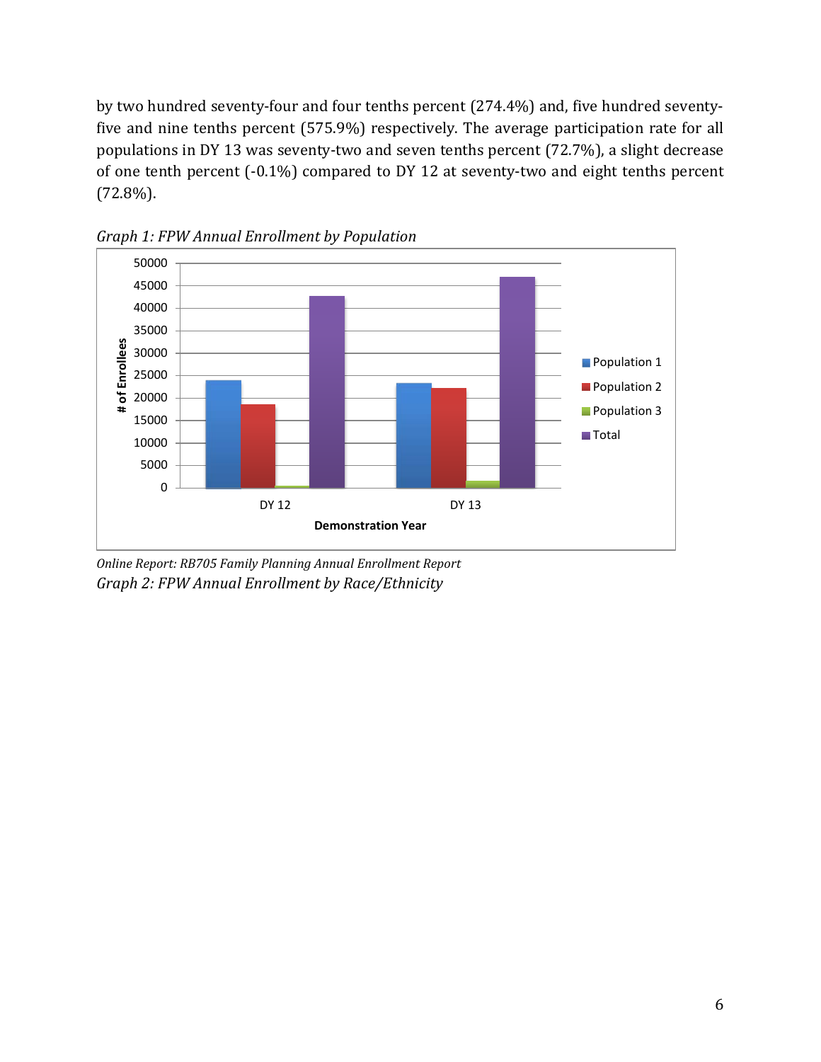by two hundred seventy-four and four tenths percent (274.4%) and, five hundred seventy-five and nine tenths percent (575.9%) respectively. The average participation rate for all populations in DY 13 was seventy-two and seven tenths percent (72.7%), a slight decrease of one tenth percent (-0.1%) compared to DY 12 at seventy-two and eight tenths percent (72.8%).

*Graph 1: FPW Annual Enrollment by Population*

*Online Report: RB705 Family Planning Annual Enrollment Report*

*Graph 2: FPW Annual Enrollment by Race/Ethnicity*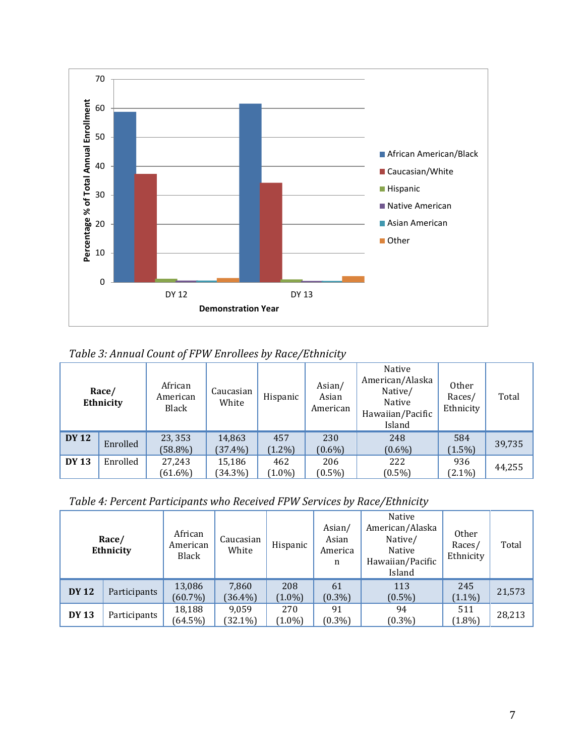*Table 3: Annual Count of FPW Enrollees by Race/Ethnicity*

| **Race/ Ethnicity** | | African American Black | Caucasian White | Hispanic | Asian/ Asian American | Native American/Alaska Native/ Native Hawaiian/Pacific Island | Other Races/ Ethnicity | Total |
|---|---|---|---|---|---|---|---|---|
| **DY 12** | Enrolled | 23, 353 (58.8%) | 14,863 (37.4%) | 457 (1.2%) | 230 (0.6%) | 248 (0.6%) | 584 (1.5%) | 39,735 |
| **DY 13** | Enrolled | 27,243 (61.6%) | 15,186 (34.3%) | 462 (1.0%) | 206 (0.5%) | 222 (0.5%) | 936 (2.1%) | 44,255 |

*Table 4: Percent Participants who Received FPW Services by Race/Ethnicity*

| **Race/ Ethnicity** | | African American Black | Caucasian White | Hispanic | Asian/ Asian America n | Native American/Alaska Native/ Native Hawaiian/Pacific Island | Other Races/ Ethnicity | Total |
|---|---|---|---|---|---|---|---|---|
| **DY 12** | Participants | 13,086 (60.7%) | 7,860 (36.4%) | 208 (1.0%) | 61 (0.3%) | 113 (0.5%) | 245 (1.1%) | 21,573 |
| **DY 13** | Participants | 18,188 (64.5%) | 9,059 (32.1%) | 270 (1.0%) | 91 (0.3%) | 94 (0.3%) | 511 (1.8%) | 28,213 |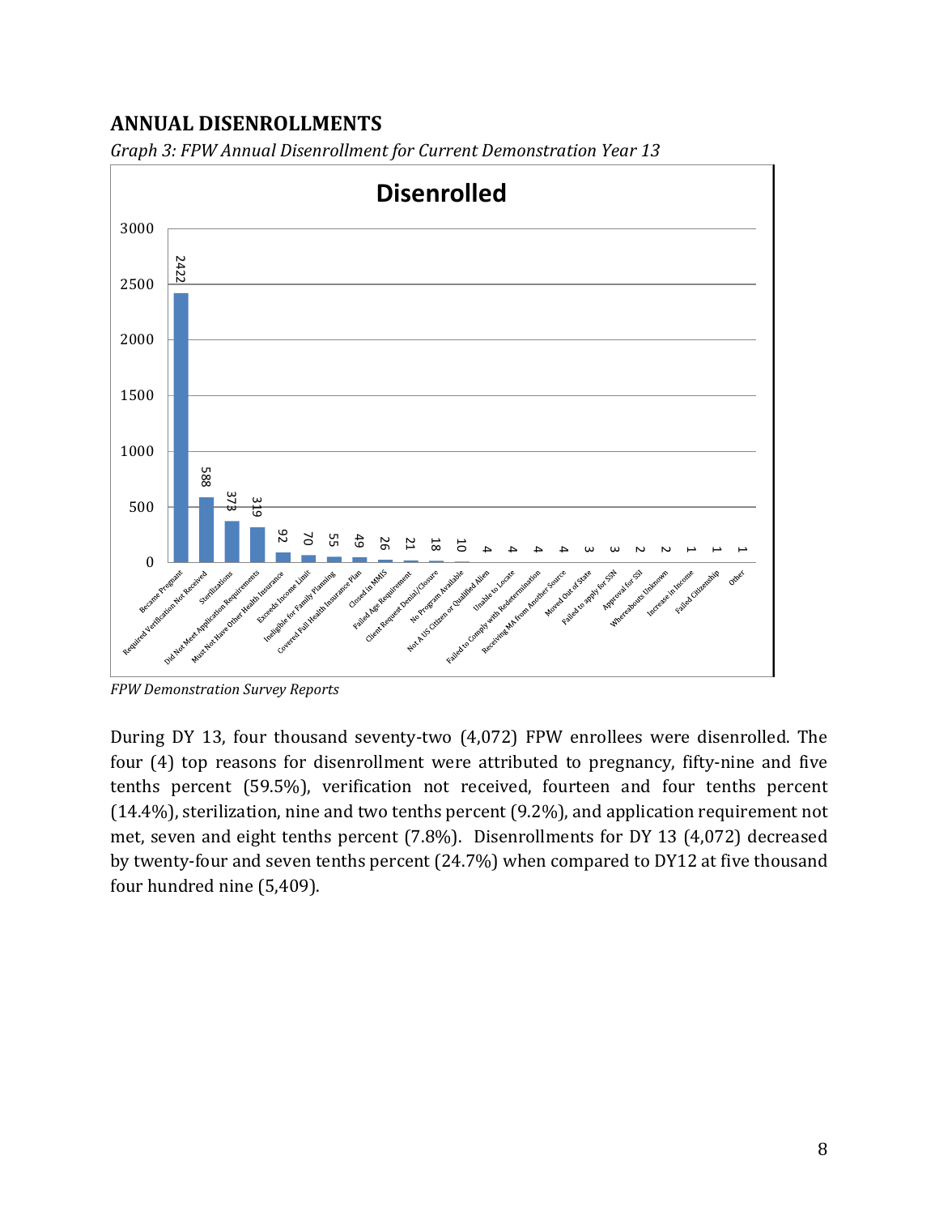## ANNUAL DISENROLLMENTS

*Graph 3: FPW Annual Disenrollment for Current Demonstration Year 13*

**Disenrolled**

| Reason | Count |
|---|---|
| Became Pregnant | 2422 |
| Required Verification Not Received | 588 |
| Sterilizations | 373 |
| Did Not Meet Application Requirements | 319 |
| Must Not Have Other Health Insurance | 92 |
| Exceeds Income Limit | 70 |
| Ineligible for Family Planning | 55 |
| Covered Full Health Insurance Plan | 49 |
| Closed in MMIS | 26 |
| Failed Age Requirement | 21 |
| Client Request Denial/Closure | 18 |
| No Program Available | 10 |
| Not A US Citizen or Qualified Alien | 4 |
| Unable to Locate | 4 |
| Failed to Comply with Redetermination | 4 |
| Receiving MA from Another Source | 4 |
| Moved Out of State | 3 |
| Failed to apply for SSN | 3 |
| Approval for SSI | 2 |
| Whereabouts Unknown | 2 |
| Increase in Income | 1 |
| Failed Citizenship | 1 |
| Other | 1 |

*FPW Demonstration Survey Reports*

During DY 13, four thousand seventy-two (4,072) FPW enrollees were disenrolled. The four (4) top reasons for disenrollment were attributed to pregnancy, fifty-nine and five tenths percent (59.5%), verification not received, fourteen and four tenths percent (14.4%), sterilization, nine and two tenths percent (9.2%), and application requirement not met, seven and eight tenths percent (7.8%). Disenrollments for DY 13 (4,072) decreased by twenty-four and seven tenths percent (24.7%) when compared to DY12 at five thousand four hundred nine (5,409).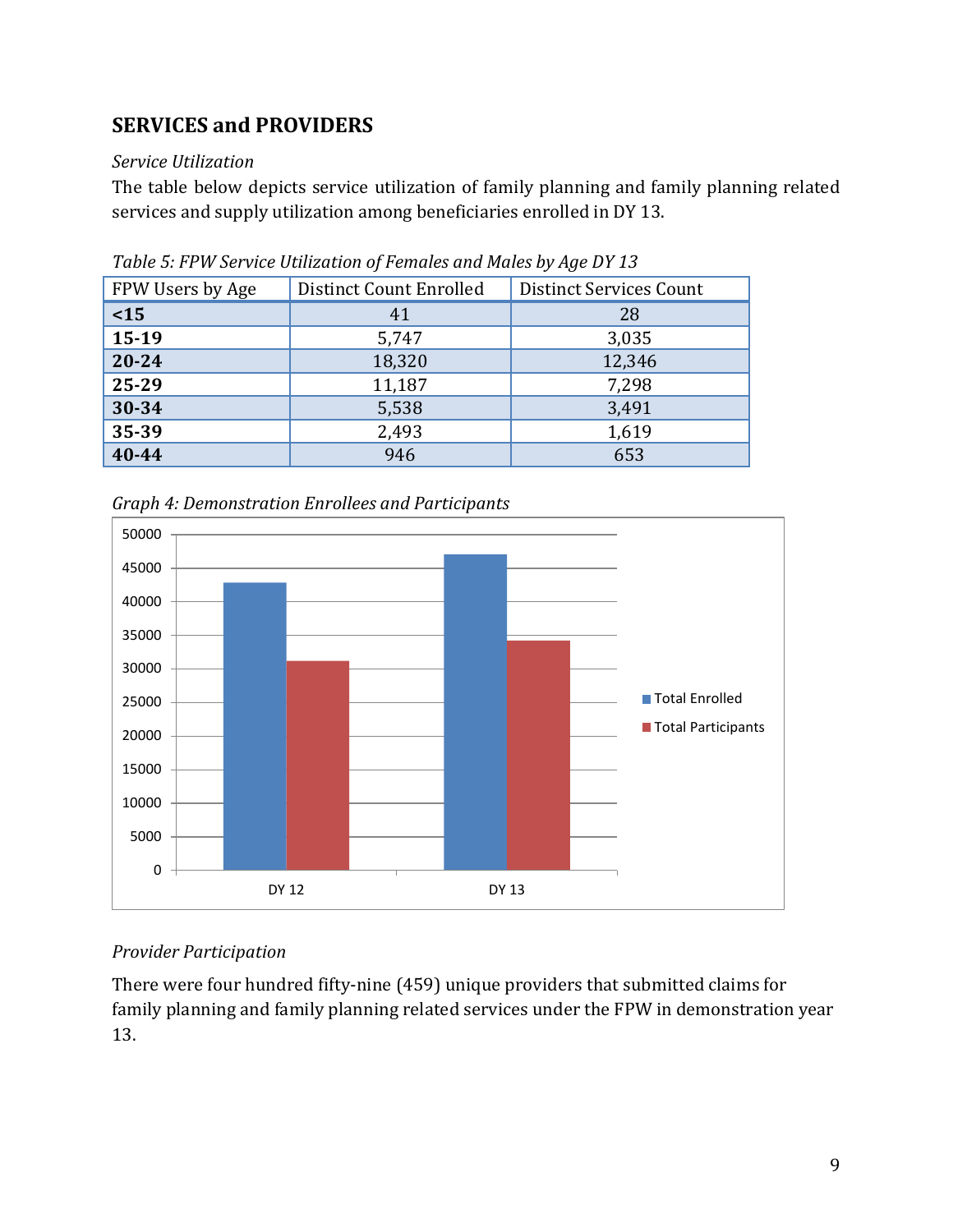## SERVICES and PROVIDERS

*Service Utilization*

The table below depicts service utilization of family planning and family planning related services and supply utilization among beneficiaries enrolled in DY 13.

*Table 5: FPW Service Utilization of Females and Males by Age DY 13*

| FPW Users by Age | Distinct Count Enrolled | Distinct Services Count |
|---|---|---|
| **<15** | 41 | 28 |
| **15-19** | 5,747 | 3,035 |
| **20-24** | 18,320 | 12,346 |
| **25-29** | 11,187 | 7,298 |
| **30-34** | 5,538 | 3,491 |
| **35-39** | 2,493 | 1,619 |
| **40-44** | 946 | 653 |

*Graph 4: Demonstration Enrollees and Participants*

*Provider Participation*

There were four hundred fifty-nine (459) unique providers that submitted claims for family planning and family planning related services under the FPW in demonstration year 13.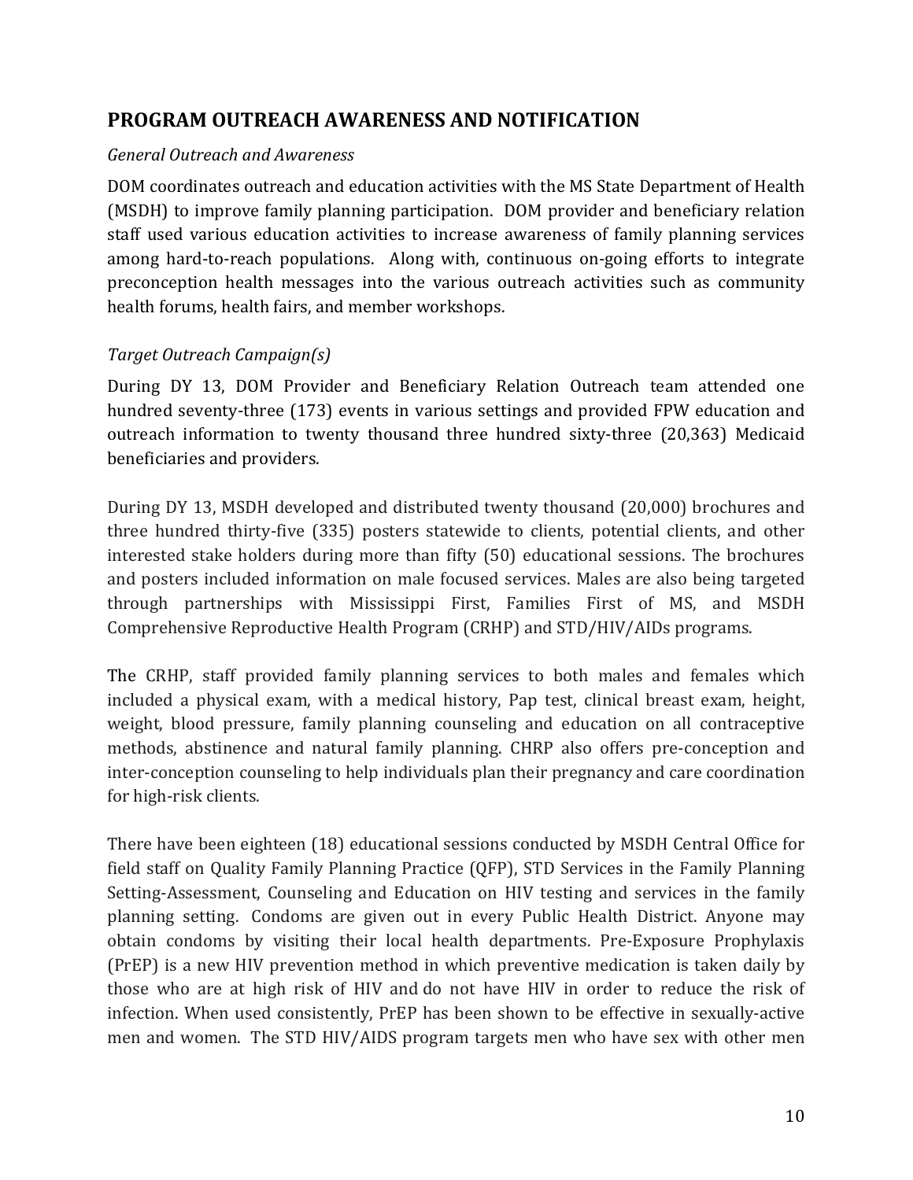## PROGRAM OUTREACH AWARENESS AND NOTIFICATION

*General Outreach and Awareness*

DOM coordinates outreach and education activities with the MS State Department of Health (MSDH) to improve family planning participation. DOM provider and beneficiary relation staff used various education activities to increase awareness of family planning services among hard-to-reach populations. Along with, continuous on-going efforts to integrate preconception health messages into the various outreach activities such as community health forums, health fairs, and member workshops.

*Target Outreach Campaign(s)*

During DY 13, DOM Provider and Beneficiary Relation Outreach team attended one hundred seventy-three (173) events in various settings and provided FPW education and outreach information to twenty thousand three hundred sixty-three (20,363) Medicaid beneficiaries and providers.

During DY 13, MSDH developed and distributed twenty thousand (20,000) brochures and three hundred thirty-five (335) posters statewide to clients, potential clients, and other interested stake holders during more than fifty (50) educational sessions. The brochures and posters included information on male focused services. Males are also being targeted through partnerships with Mississippi First, Families First of MS, and MSDH Comprehensive Reproductive Health Program (CRHP) and STD/HIV/AIDs programs.

The CRHP, staff provided family planning services to both males and females which included a physical exam, with a medical history, Pap test, clinical breast exam, height, weight, blood pressure, family planning counseling and education on all contraceptive methods, abstinence and natural family planning. CHRP also offers pre-conception and inter-conception counseling to help individuals plan their pregnancy and care coordination for high-risk clients.

There have been eighteen (18) educational sessions conducted by MSDH Central Office for field staff on Quality Family Planning Practice (QFP), STD Services in the Family Planning Setting-Assessment, Counseling and Education on HIV testing and services in the family planning setting. Condoms are given out in every Public Health District. Anyone may obtain condoms by visiting their local health departments. Pre-Exposure Prophylaxis (PrEP) is a new HIV prevention method in which preventive medication is taken daily by those who are at high risk of HIV and do not have HIV in order to reduce the risk of infection. When used consistently, PrEP has been shown to be effective in sexually-active men and women. The STD HIV/AIDS program targets men who have sex with other men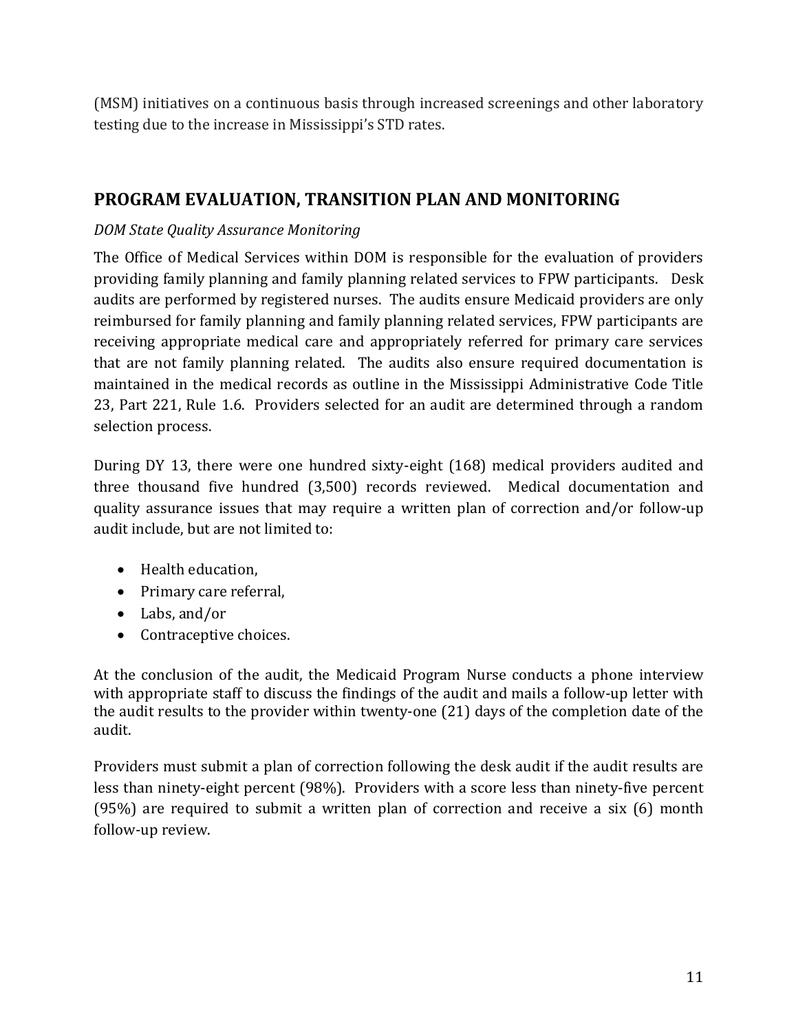(MSM) initiatives on a continuous basis through increased screenings and other laboratory testing due to the increase in Mississippi's STD rates.

## PROGRAM EVALUATION, TRANSITION PLAN AND MONITORING

*DOM State Quality Assurance Monitoring*

The Office of Medical Services within DOM is responsible for the evaluation of providers providing family planning and family planning related services to FPW participants. Desk audits are performed by registered nurses. The audits ensure Medicaid providers are only reimbursed for family planning and family planning related services, FPW participants are receiving appropriate medical care and appropriately referred for primary care services that are not family planning related. The audits also ensure required documentation is maintained in the medical records as outline in the Mississippi Administrative Code Title 23, Part 221, Rule 1.6. Providers selected for an audit are determined through a random selection process.

During DY 13, there were one hundred sixty-eight (168) medical providers audited and three thousand five hundred (3,500) records reviewed. Medical documentation and quality assurance issues that may require a written plan of correction and/or follow-up audit include, but are not limited to:

- Health education,
- Primary care referral,
- Labs, and/or
- Contraceptive choices.

At the conclusion of the audit, the Medicaid Program Nurse conducts a phone interview with appropriate staff to discuss the findings of the audit and mails a follow-up letter with the audit results to the provider within twenty-one (21) days of the completion date of the audit.

Providers must submit a plan of correction following the desk audit if the audit results are less than ninety-eight percent (98%). Providers with a score less than ninety-five percent (95%) are required to submit a written plan of correction and receive a six (6) month follow-up review.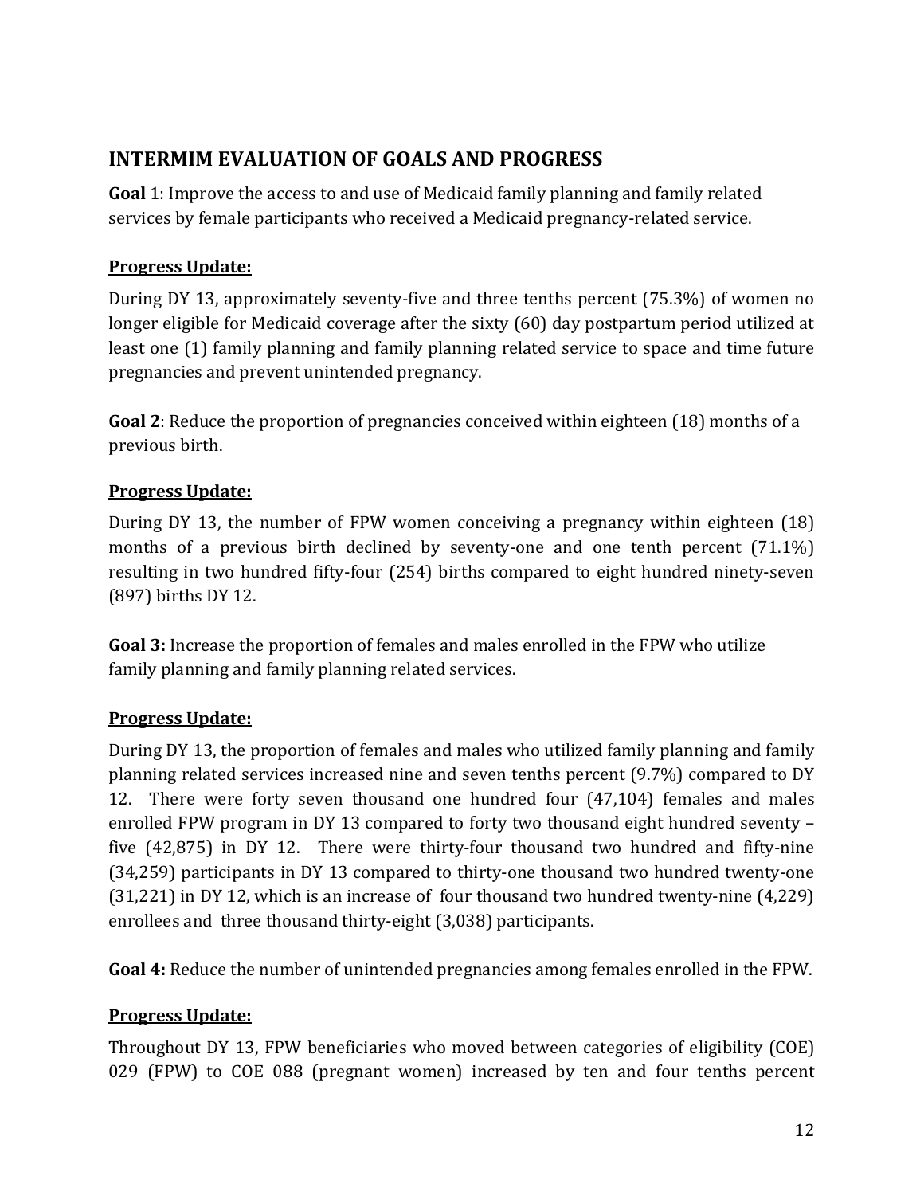## INTERMIM EVALUATION OF GOALS AND PROGRESS

**Goal** 1: Improve the access to and use of Medicaid family planning and family related services by female participants who received a Medicaid pregnancy-related service.

**Progress Update:**

During DY 13, approximately seventy-five and three tenths percent (75.3%) of women no longer eligible for Medicaid coverage after the sixty (60) day postpartum period utilized at least one (1) family planning and family planning related service to space and time future pregnancies and prevent unintended pregnancy.

**Goal 2**: Reduce the proportion of pregnancies conceived within eighteen (18) months of a previous birth.

**Progress Update:**

During DY 13, the number of FPW women conceiving a pregnancy within eighteen (18) months of a previous birth declined by seventy-one and one tenth percent (71.1%) resulting in two hundred fifty-four (254) births compared to eight hundred ninety-seven (897) births DY 12.

**Goal 3:** Increase the proportion of females and males enrolled in the FPW who utilize family planning and family planning related services.

**Progress Update:**

During DY 13, the proportion of females and males who utilized family planning and family planning related services increased nine and seven tenths percent (9.7%) compared to DY 12. There were forty seven thousand one hundred four (47,104) females and males enrolled FPW program in DY 13 compared to forty two thousand eight hundred seventy – five (42,875) in DY 12. There were thirty-four thousand two hundred and fifty-nine (34,259) participants in DY 13 compared to thirty-one thousand two hundred twenty-one (31,221) in DY 12, which is an increase of four thousand two hundred twenty-nine (4,229) enrollees and three thousand thirty-eight (3,038) participants.

**Goal 4:** Reduce the number of unintended pregnancies among females enrolled in the FPW.

**Progress Update:**

Throughout DY 13, FPW beneficiaries who moved between categories of eligibility (COE) 029 (FPW) to COE 088 (pregnant women) increased by ten and four tenths percent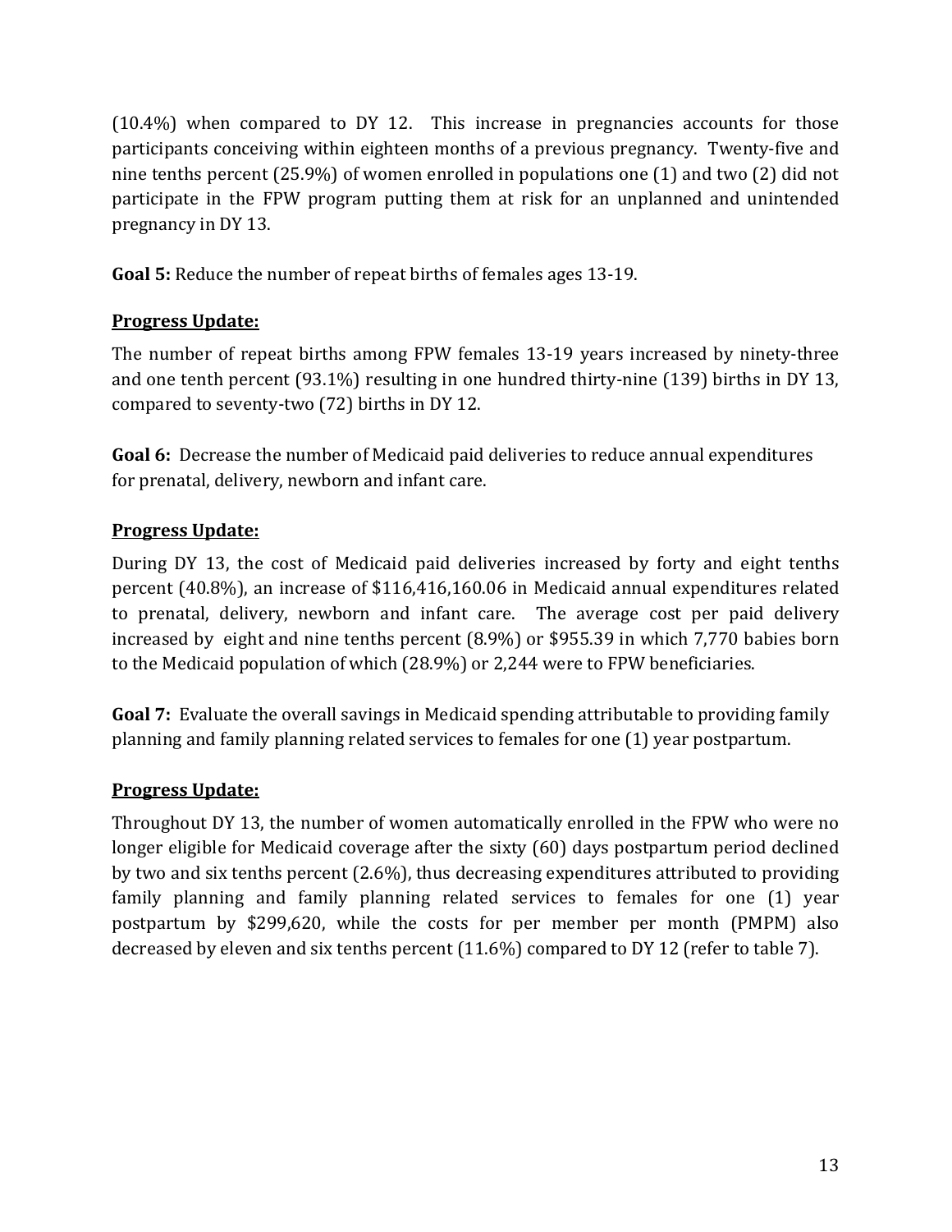(10.4%) when compared to DY 12. This increase in pregnancies accounts for those participants conceiving within eighteen months of a previous pregnancy. Twenty-five and nine tenths percent (25.9%) of women enrolled in populations one (1) and two (2) did not participate in the FPW program putting them at risk for an unplanned and unintended pregnancy in DY 13.

**Goal 5:** Reduce the number of repeat births of females ages 13-19.

**<u>Progress Update:</u>**

The number of repeat births among FPW females 13-19 years increased by ninety-three and one tenth percent (93.1%) resulting in one hundred thirty-nine (139) births in DY 13, compared to seventy-two (72) births in DY 12.

**Goal 6:** Decrease the number of Medicaid paid deliveries to reduce annual expenditures for prenatal, delivery, newborn and infant care.

**<u>Progress Update:</u>**

During DY 13, the cost of Medicaid paid deliveries increased by forty and eight tenths percent (40.8%), an increase of $116,416,160.06 in Medicaid annual expenditures related to prenatal, delivery, newborn and infant care. The average cost per paid delivery increased by eight and nine tenths percent (8.9%) or $955.39 in which 7,770 babies born to the Medicaid population of which (28.9%) or 2,244 were to FPW beneficiaries.

**Goal 7:** Evaluate the overall savings in Medicaid spending attributable to providing family planning and family planning related services to females for one (1) year postpartum.

**<u>Progress Update:</u>**

Throughout DY 13, the number of women automatically enrolled in the FPW who were no longer eligible for Medicaid coverage after the sixty (60) days postpartum period declined by two and six tenths percent (2.6%), thus decreasing expenditures attributed to providing family planning and family planning related services to females for one (1) year postpartum by $299,620, while the costs for per member per month (PMPM) also decreased by eleven and six tenths percent (11.6%) compared to DY 12 (refer to table 7).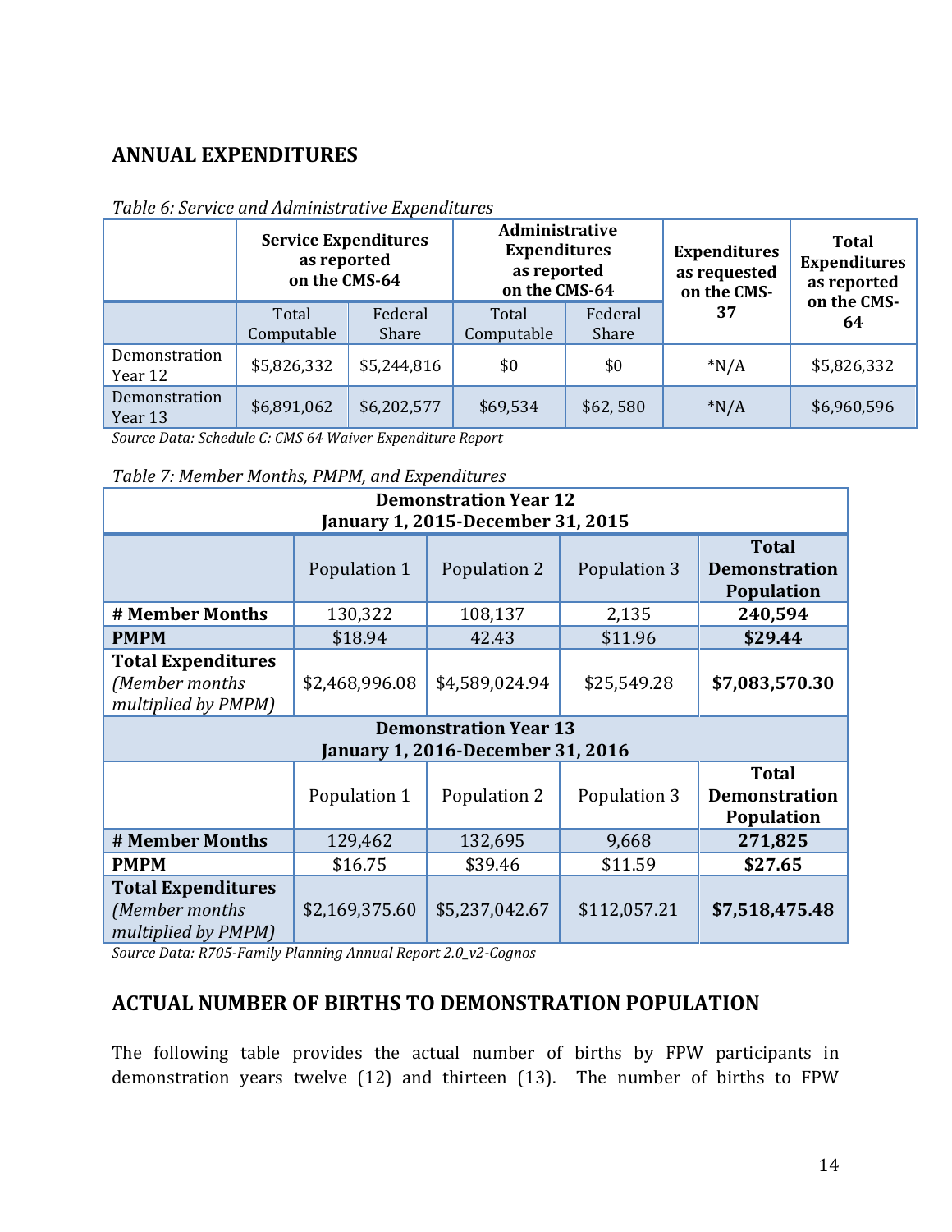## ANNUAL EXPENDITURES

*Table 6: Service and Administrative Expenditures*

| | Service Expenditures as reported on the CMS-64 | | Administrative Expenditures as reported on the CMS-64 | | Expenditures as requested on the CMS-37 | Total Expenditures as reported on the CMS-64 |
|---|---|---|---|---|---|---|
| | Total Computable | Federal Share | Total Computable | Federal Share | | |
| Demonstration Year 12 | $5,826,332 | $5,244,816 | $0 | $0 | *N/A | $5,826,332 |
| Demonstration Year 13 | $6,891,062 | $6,202,577 | $69,534 | $62, 580 | *N/A | $6,960,596 |

*Source Data: Schedule C: CMS 64 Waiver Expenditure Report*

*Table 7: Member Months, PMPM, and Expenditures*

| **Demonstration Year 12 January 1, 2015-December 31, 2015** | | | | |
|---|---|---|---|---|
| | Population 1 | Population 2 | Population 3 | **Total Demonstration Population** |
| **# Member Months** | 130,322 | 108,137 | 2,135 | **240,594** |
| **PMPM** | $18.94 | 42.43 | $11.96 | **$29.44** |
| **Total Expenditures** *(Member months multiplied by PMPM)* | $2,468,996.08 | $4,589,024.94 | $25,549.28 | **$7,083,570.30** |
| **Demonstration Year 13 January 1, 2016-December 31, 2016** | | | | |
| | Population 1 | Population 2 | Population 3 | **Total Demonstration Population** |
| **# Member Months** | 129,462 | 132,695 | 9,668 | **271,825** |
| **PMPM** | $16.75 | $39.46 | $11.59 | **$27.65** |
| **Total Expenditures** *(Member months multiplied by PMPM)* | $2,169,375.60 | $5,237,042.67 | $112,057.21 | **$7,518,475.48** |

*Source Data: R705-Family Planning Annual Report 2.0_v2-Cognos*

## ACTUAL NUMBER OF BIRTHS TO DEMONSTRATION POPULATION

The following table provides the actual number of births by FPW participants in demonstration years twelve (12) and thirteen (13). The number of births to FPW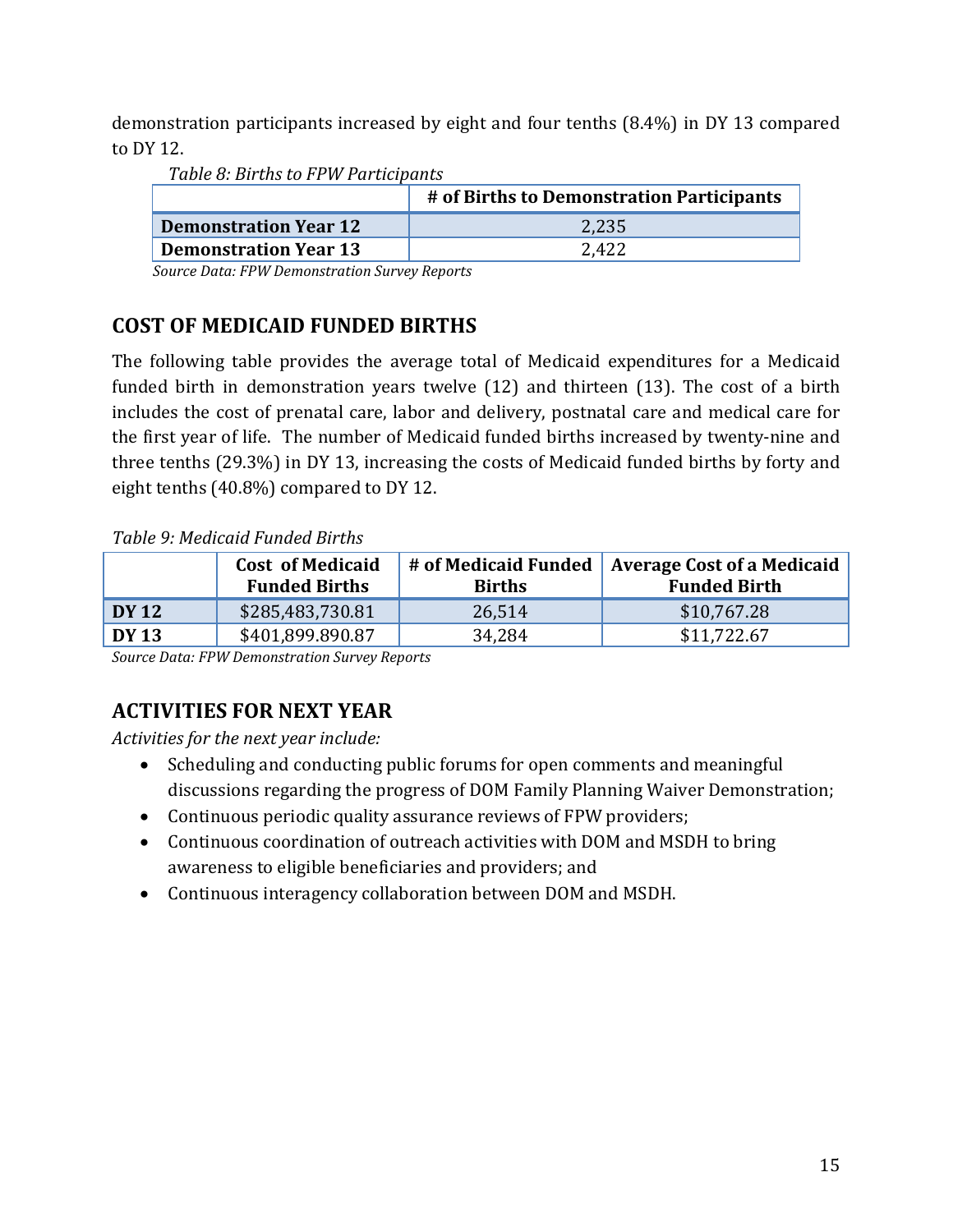demonstration participants increased by eight and four tenths (8.4%) in DY 13 compared to DY 12.

*Table 8: Births to FPW Participants*

| | # of Births to Demonstration Participants |
|---|---|
| **Demonstration Year 12** | 2,235 |
| **Demonstration Year 13** | 2,422 |

*Source Data: FPW Demonstration Survey Reports*

## COST OF MEDICAID FUNDED BIRTHS

The following table provides the average total of Medicaid expenditures for a Medicaid funded birth in demonstration years twelve (12) and thirteen (13). The cost of a birth includes the cost of prenatal care, labor and delivery, postnatal care and medical care for the first year of life. The number of Medicaid funded births increased by twenty-nine and three tenths (29.3%) in DY 13, increasing the costs of Medicaid funded births by forty and eight tenths (40.8%) compared to DY 12.

*Table 9: Medicaid Funded Births*

| | Cost of Medicaid Funded Births | # of Medicaid Funded Births | Average Cost of a Medicaid Funded Birth |
|---|---|---|---|
| **DY 12** | $285,483,730.81 | 26,514 | $10,767.28 |
| **DY 13** | $401,899,890.87 | 34,284 | $11,722.67 |

*Source Data: FPW Demonstration Survey Reports*

## ACTIVITIES FOR NEXT YEAR

*Activities for the next year include:*

- Scheduling and conducting public forums for open comments and meaningful discussions regarding the progress of DOM Family Planning Waiver Demonstration;
- Continuous periodic quality assurance reviews of FPW providers;
- Continuous coordination of outreach activities with DOM and MSDH to bring awareness to eligible beneficiaries and providers; and
- Continuous interagency collaboration between DOM and MSDH.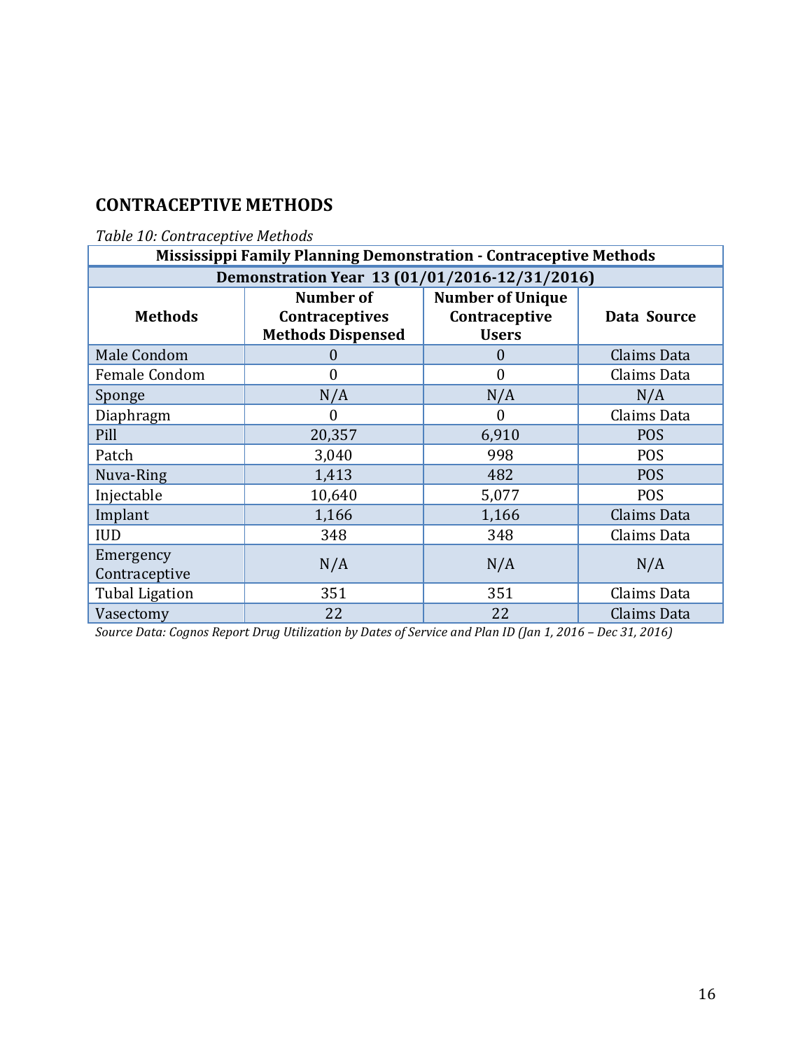## CONTRACEPTIVE METHODS

*Table 10: Contraceptive Methods*

| Mississippi Family Planning Demonstration - Contraceptive Methods | | | |
|---|---|---|---|
| **Demonstration Year 13 (01/01/2016-12/31/2016)** | | | |
| **Methods** | **Number of Contraceptives Methods Dispensed** | **Number of Unique Contraceptive Users** | **Data Source** |
| Male Condom | 0 | 0 | Claims Data |
| Female Condom | 0 | 0 | Claims Data |
| Sponge | N/A | N/A | N/A |
| Diaphragm | 0 | 0 | Claims Data |
| Pill | 20,357 | 6,910 | POS |
| Patch | 3,040 | 998 | POS |
| Nuva-Ring | 1,413 | 482 | POS |
| Injectable | 10,640 | 5,077 | POS |
| Implant | 1,166 | 1,166 | Claims Data |
| IUD | 348 | 348 | Claims Data |
| Emergency Contraceptive | N/A | N/A | N/A |
| Tubal Ligation | 351 | 351 | Claims Data |
| Vasectomy | 22 | 22 | Claims Data |

*Source Data: Cognos Report Drug Utilization by Dates of Service and Plan ID (Jan 1, 2016 – Dec 31, 2016)*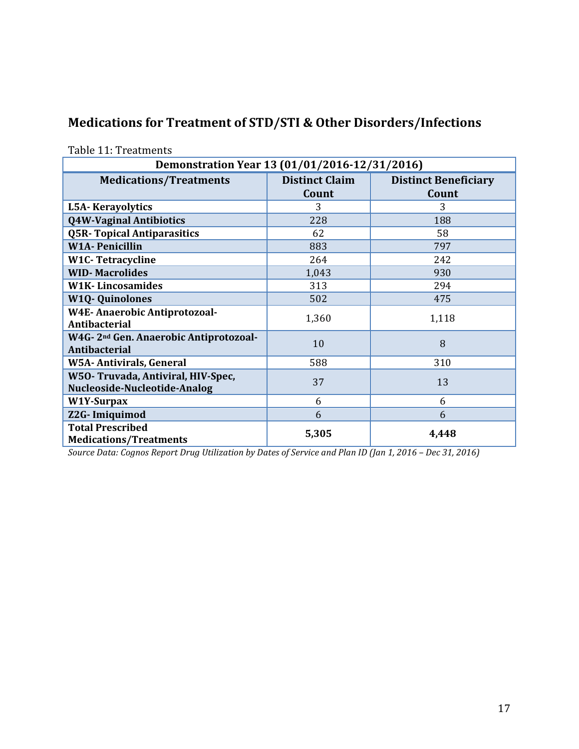## Medications for Treatment of STD/STI & Other Disorders/Infections

Table 11: Treatments

| Demonstration Year 13 (01/01/2016-12/31/2016) | | |
|---|---|---|
| **Medications/Treatments** | **Distinct Claim Count** | **Distinct Beneficiary Count** |
| **L5A- Kerayolytics** | 3 | 3 |
| **Q4W-Vaginal Antibiotics** | 228 | 188 |
| **Q5R- Topical Antiparasitics** | 62 | 58 |
| **W1A- Penicillin** | 883 | 797 |
| **W1C- Tetracycline** | 264 | 242 |
| **WID- Macrolides** | 1,043 | 930 |
| **W1K- Lincosamides** | 313 | 294 |
| **W1Q- Quinolones** | 502 | 475 |
| **W4E- Anaerobic Antiprotozoal-Antibacterial** | 1,360 | 1,118 |
| **W4G- 2nd Gen. Anaerobic Antiprotozoal-Antibacterial** | 10 | 8 |
| **W5A- Antivirals, General** | 588 | 310 |
| **W5O- Truvada, Antiviral, HIV-Spec, Nucleoside-Nucleotide-Analog** | 37 | 13 |
| **W1Y-Surpax** | 6 | 6 |
| **Z2G- Imiquimod** | 6 | 6 |
| **Total Prescribed Medications/Treatments** | **5,305** | **4,448** |

*Source Data: Cognos Report Drug Utilization by Dates of Service and Plan ID (Jan 1, 2016 – Dec 31, 2016)*